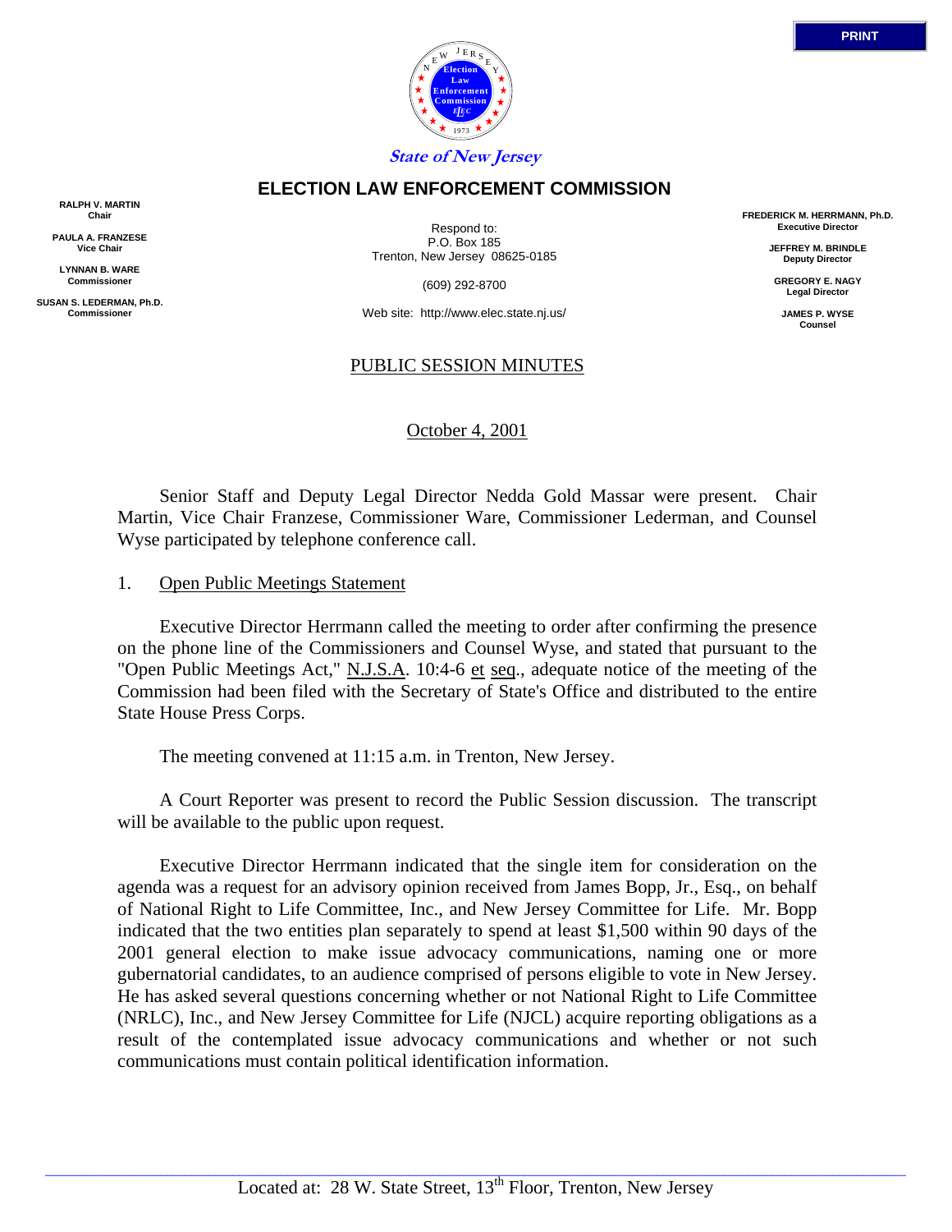*State of New Jersey*

# ELECTION LAW ENFORCEMENT COMMISSION

RALPH V. MARTIN
Chair

PAULA A. FRANZESE
Vice Chair

LYNNAN B. WARE
Commissioner

SUSAN S. LEDERMAN, Ph.D.
Commissioner

Respond to:
P.O. Box 185
Trenton, New Jersey 08625-0185

(609) 292-8700

Web site: http://www.elec.state.nj.us/

FREDERICK M. HERRMANN, Ph.D.
Executive Director

JEFFREY M. BRINDLE
Deputy Director

GREGORY E. NAGY
Legal Director

JAMES P. WYSE
Counsel

## PUBLIC SESSION MINUTES

October 4, 2001

Senior Staff and Deputy Legal Director Nedda Gold Massar were present. Chair Martin, Vice Chair Franzese, Commissioner Ware, Commissioner Lederman, and Counsel Wyse participated by telephone conference call.

1. Open Public Meetings Statement

Executive Director Herrmann called the meeting to order after confirming the presence on the phone line of the Commissioners and Counsel Wyse, and stated that pursuant to the "Open Public Meetings Act," N.J.S.A. 10:4-6 et seq., adequate notice of the meeting of the Commission had been filed with the Secretary of State's Office and distributed to the entire State House Press Corps.

The meeting convened at 11:15 a.m. in Trenton, New Jersey.

A Court Reporter was present to record the Public Session discussion. The transcript will be available to the public upon request.

Executive Director Herrmann indicated that the single item for consideration on the agenda was a request for an advisory opinion received from James Bopp, Jr., Esq., on behalf of National Right to Life Committee, Inc., and New Jersey Committee for Life. Mr. Bopp indicated that the two entities plan separately to spend at least $1,500 within 90 days of the 2001 general election to make issue advocacy communications, naming one or more gubernatorial candidates, to an audience comprised of persons eligible to vote in New Jersey. He has asked several questions concerning whether or not National Right to Life Committee (NRLC), Inc., and New Jersey Committee for Life (NJCL) acquire reporting obligations as a result of the contemplated issue advocacy communications and whether or not such communications must contain political identification information.

Located at: 28 W. State Street, 13th Floor, Trenton, New Jersey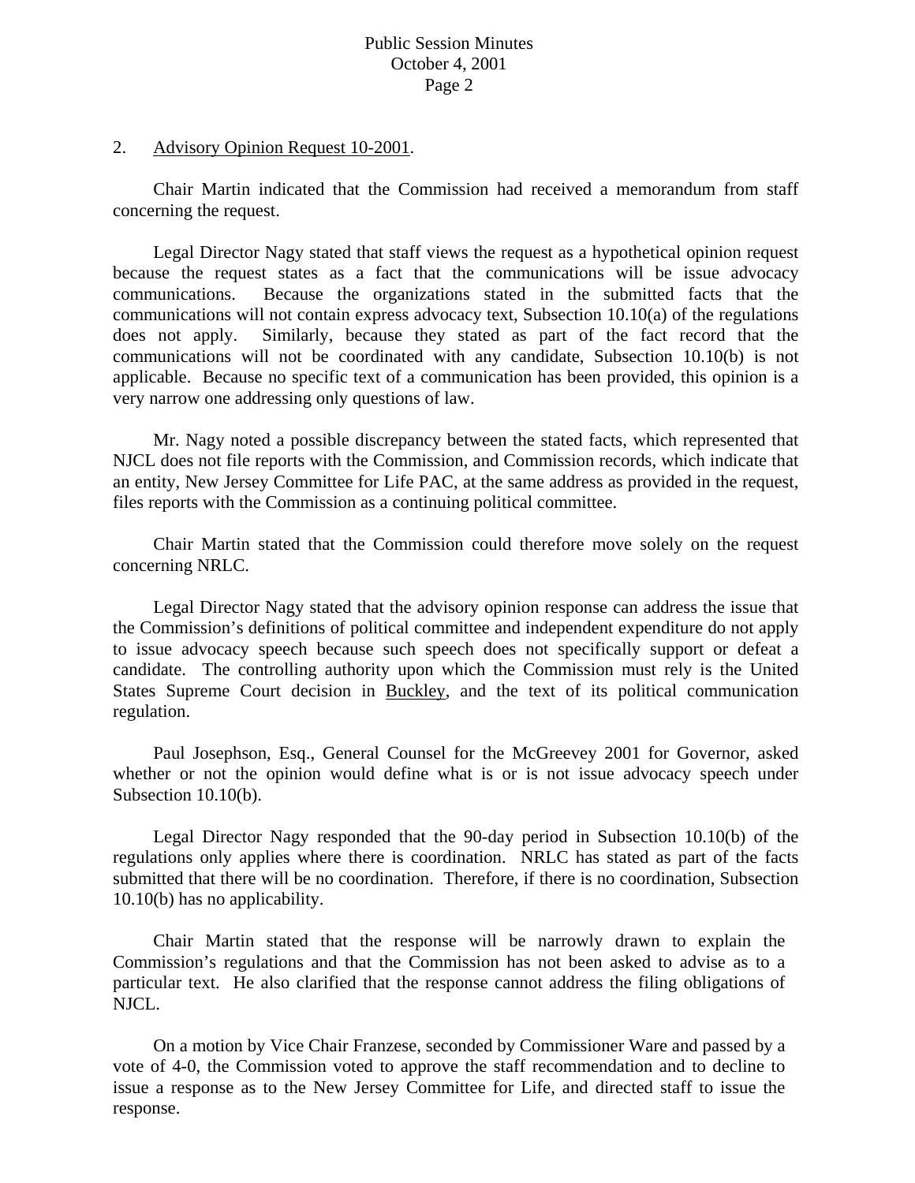2. <u>Advisory Opinion Request 10-2001</u>.

Chair Martin indicated that the Commission had received a memorandum from staff concerning the request.

Legal Director Nagy stated that staff views the request as a hypothetical opinion request because the request states as a fact that the communications will be issue advocacy communications. Because the organizations stated in the submitted facts that the communications will not contain express advocacy text, Subsection 10.10(a) of the regulations does not apply. Similarly, because they stated as part of the fact record that the communications will not be coordinated with any candidate, Subsection 10.10(b) is not applicable. Because no specific text of a communication has been provided, this opinion is a very narrow one addressing only questions of law.

Mr. Nagy noted a possible discrepancy between the stated facts, which represented that NJCL does not file reports with the Commission, and Commission records, which indicate that an entity, New Jersey Committee for Life PAC, at the same address as provided in the request, files reports with the Commission as a continuing political committee.

Chair Martin stated that the Commission could therefore move solely on the request concerning NRLC.

Legal Director Nagy stated that the advisory opinion response can address the issue that the Commission's definitions of political committee and independent expenditure do not apply to issue advocacy speech because such speech does not specifically support or defeat a candidate. The controlling authority upon which the Commission must rely is the United States Supreme Court decision in <u>Buckley</u>, and the text of its political communication regulation.

Paul Josephson, Esq., General Counsel for the McGreevey 2001 for Governor, asked whether or not the opinion would define what is or is not issue advocacy speech under Subsection 10.10(b).

Legal Director Nagy responded that the 90-day period in Subsection 10.10(b) of the regulations only applies where there is coordination. NRLC has stated as part of the facts submitted that there will be no coordination. Therefore, if there is no coordination, Subsection 10.10(b) has no applicability.

Chair Martin stated that the response will be narrowly drawn to explain the Commission's regulations and that the Commission has not been asked to advise as to a particular text. He also clarified that the response cannot address the filing obligations of NJCL.

On a motion by Vice Chair Franzese, seconded by Commissioner Ware and passed by a vote of 4-0, the Commission voted to approve the staff recommendation and to decline to issue a response as to the New Jersey Committee for Life, and directed staff to issue the response.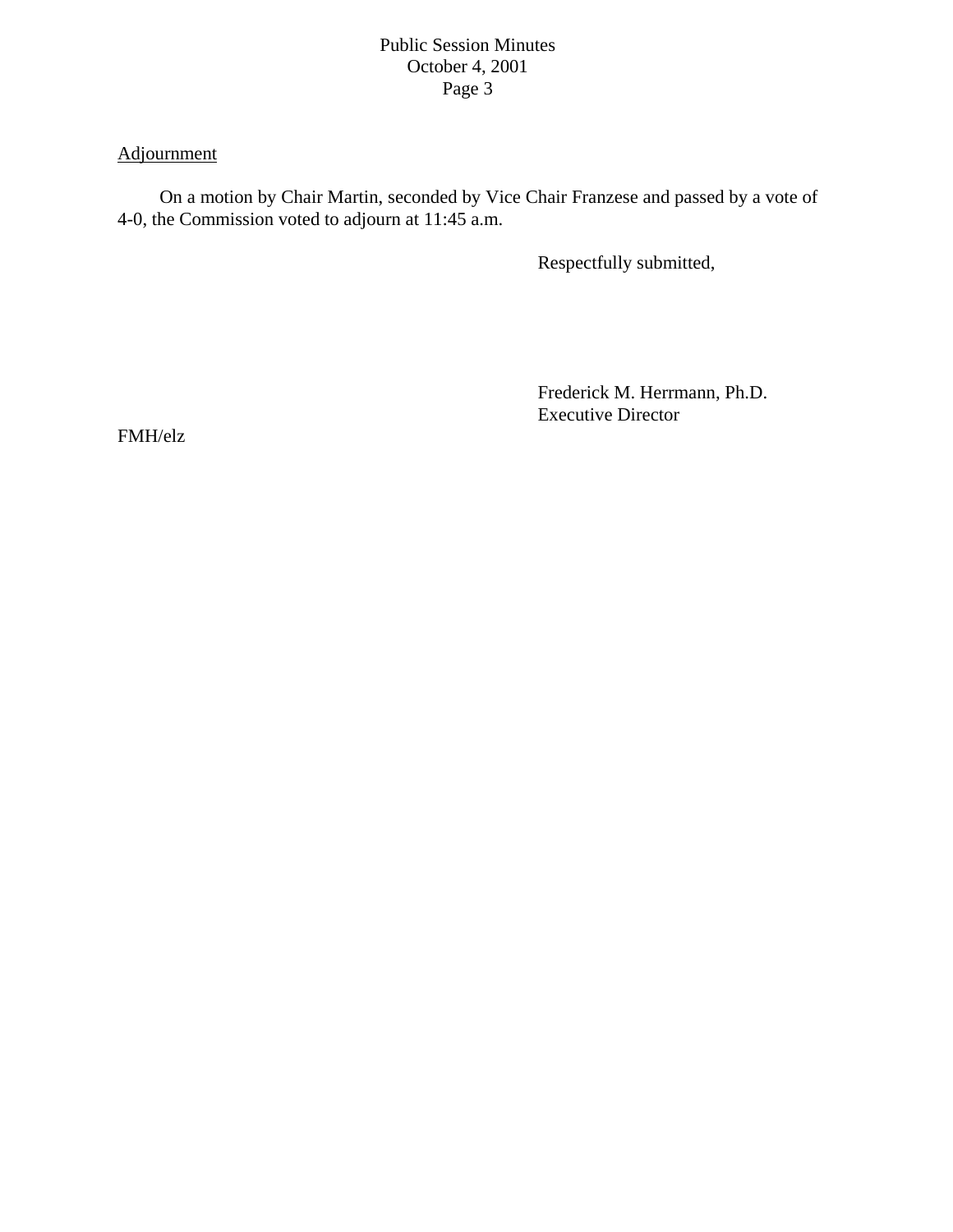## Adjournment

On a motion by Chair Martin, seconded by Vice Chair Franzese and passed by a vote of 4-0, the Commission voted to adjourn at 11:45 a.m.

Respectfully submitted,

Frederick M. Herrmann, Ph.D.
Executive Director

FMH/elz